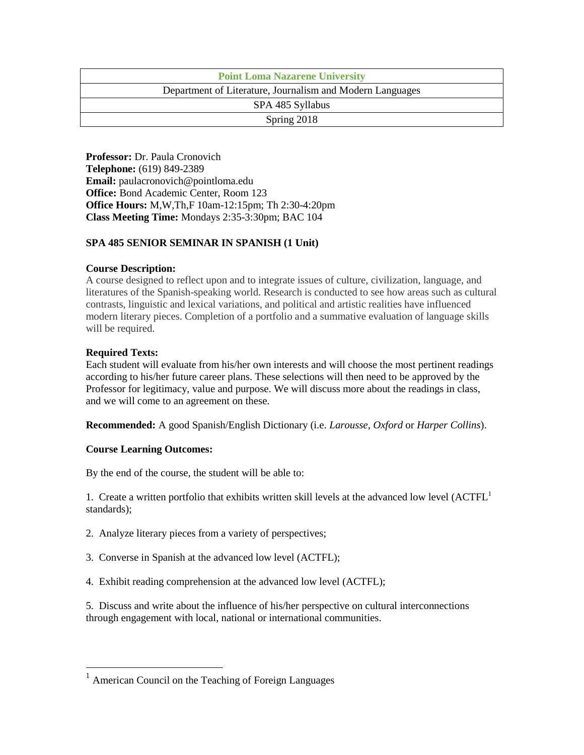| Point Loma Nazarene University |
| --- |
| Department of Literature, Journalism and Modern Languages |
| SPA 485 Syllabus |
| Spring 2018 |

**Professor:** Dr. Paula Cronovich
**Telephone:** (619) 849-2389
**Email:** paulacronovich@pointloma.edu
**Office:** Bond Academic Center, Room 123
**Office Hours:** M,W,Th,F 10am-12:15pm; Th 2:30-4:20pm
**Class Meeting Time:** Mondays 2:35-3:30pm; BAC 104

**SPA 485 SENIOR SEMINAR IN SPANISH (1 Unit)**

**Course Description:**
A course designed to reflect upon and to integrate issues of culture, civilization, language, and literatures of the Spanish-speaking world. Research is conducted to see how areas such as cultural contrasts, linguistic and lexical variations, and political and artistic realities have influenced modern literary pieces. Completion of a portfolio and a summative evaluation of language skills will be required.

**Required Texts:**
Each student will evaluate from his/her own interests and will choose the most pertinent readings according to his/her future career plans. These selections will then need to be approved by the Professor for legitimacy, value and purpose. We will discuss more about the readings in class, and we will come to an agreement on these.

**Recommended:** A good Spanish/English Dictionary (i.e. *Larousse*, *Oxford* or *Harper Collins*).

**Course Learning Outcomes:**

By the end of the course, the student will be able to:

1. Create a written portfolio that exhibits written skill levels at the advanced low level (ACTFL[1] standards);

2. Analyze literary pieces from a variety of perspectives;

3. Converse in Spanish at the advanced low level (ACTFL);

4. Exhibit reading comprehension at the advanced low level (ACTFL);

5. Discuss and write about the influence of his/her perspective on cultural interconnections through engagement with local, national or international communities.

[1] American Council on the Teaching of Foreign Languages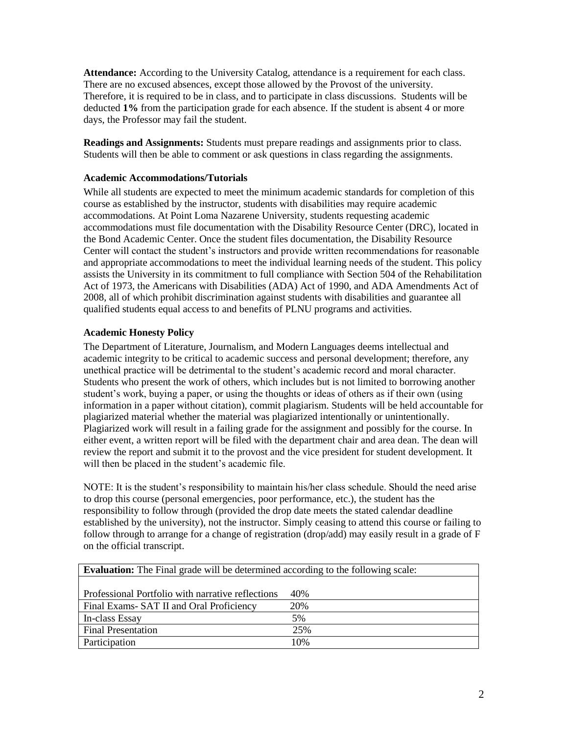**Attendance:** According to the University Catalog, attendance is a requirement for each class. There are no excused absences, except those allowed by the Provost of the university. Therefore, it is required to be in class, and to participate in class discussions. Students will be deducted **1%** from the participation grade for each absence. If the student is absent 4 or more days, the Professor may fail the student.

**Readings and Assignments:** Students must prepare readings and assignments prior to class. Students will then be able to comment or ask questions in class regarding the assignments.

### Academic Accommodations/Tutorials

While all students are expected to meet the minimum academic standards for completion of this course as established by the instructor, students with disabilities may require academic accommodations. At Point Loma Nazarene University, students requesting academic accommodations must file documentation with the Disability Resource Center (DRC), located in the Bond Academic Center. Once the student files documentation, the Disability Resource Center will contact the student's instructors and provide written recommendations for reasonable and appropriate accommodations to meet the individual learning needs of the student. This policy assists the University in its commitment to full compliance with Section 504 of the Rehabilitation Act of 1973, the Americans with Disabilities (ADA) Act of 1990, and ADA Amendments Act of 2008, all of which prohibit discrimination against students with disabilities and guarantee all qualified students equal access to and benefits of PLNU programs and activities.

### Academic Honesty Policy

The Department of Literature, Journalism, and Modern Languages deems intellectual and academic integrity to be critical to academic success and personal development; therefore, any unethical practice will be detrimental to the student's academic record and moral character. Students who present the work of others, which includes but is not limited to borrowing another student's work, buying a paper, or using the thoughts or ideas of others as if their own (using information in a paper without citation), commit plagiarism. Students will be held accountable for plagiarized material whether the material was plagiarized intentionally or unintentionally. Plagiarized work will result in a failing grade for the assignment and possibly for the course. In either event, a written report will be filed with the department chair and area dean. The dean will review the report and submit it to the provost and the vice president for student development. It will then be placed in the student's academic file.

NOTE: It is the student's responsibility to maintain his/her class schedule. Should the need arise to drop this course (personal emergencies, poor performance, etc.), the student has the responsibility to follow through (provided the drop date meets the stated calendar deadline established by the university), not the instructor. Simply ceasing to attend this course or failing to follow through to arrange for a change of registration (drop/add) may easily result in a grade of F on the official transcript.

**Evaluation:** The Final grade will be determined according to the following scale:

| Component | Weight |
|---|---|
| Professional Portfolio with narrative reflections | 40% |
| Final Exams- SAT II and Oral Proficiency | 20% |
| In-class Essay | 5% |
| Final Presentation | 25% |
| Participation | 10% |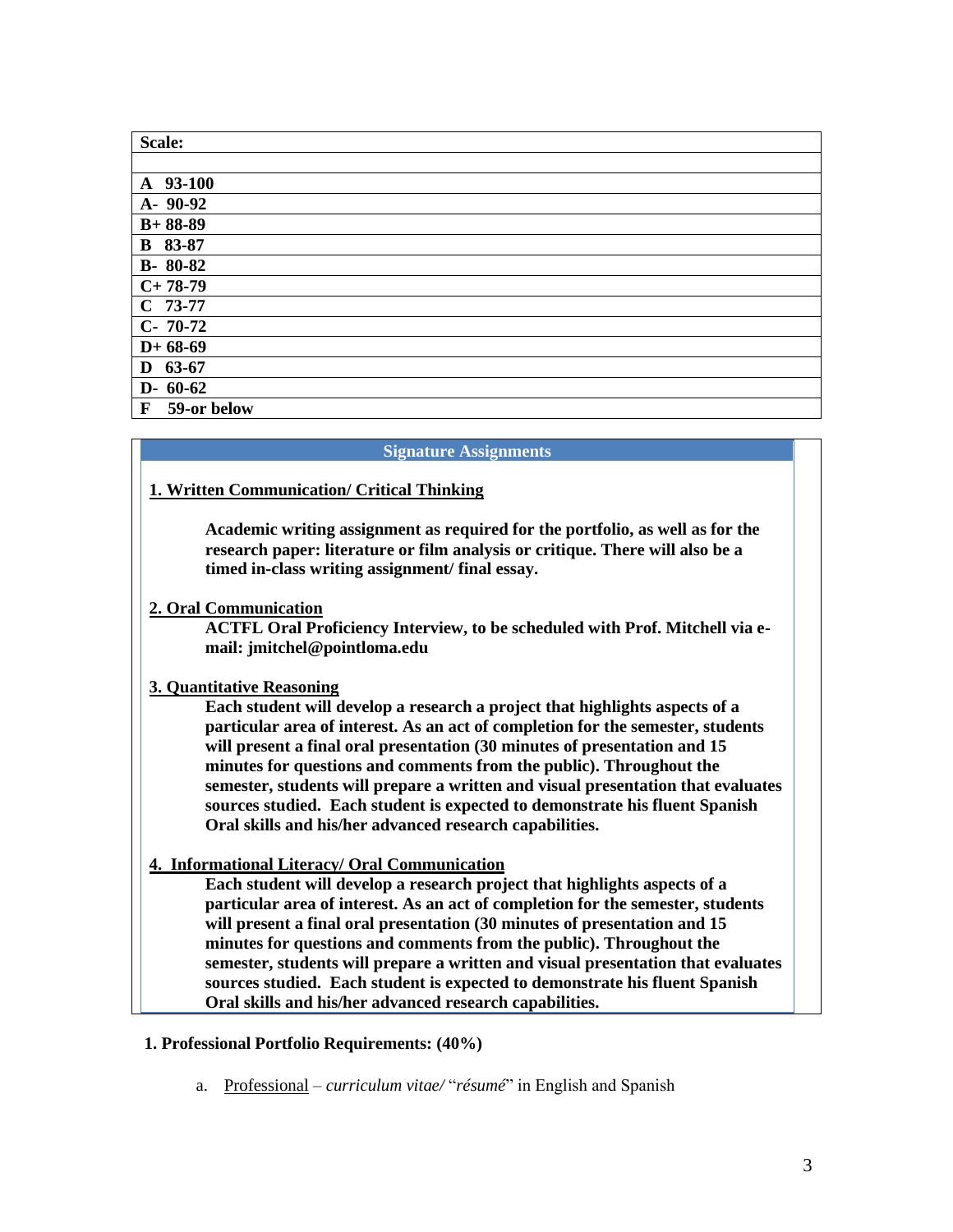| Scale: |
|---|
| |
| **A 93-100** |
| **A- 90-92** |
| **B+ 88-89** |
| **B 83-87** |
| **B- 80-82** |
| **C+ 78-79** |
| **C 73-77** |
| **C- 70-72** |
| **D+ 68-69** |
| **D 63-67** |
| **D- 60-62** |
| **F 59-or below** |

**Signature Assignments**

**1. Written Communication/ Critical Thinking**

**Academic writing assignment as required for the portfolio, as well as for the research paper: literature or film analysis or critique. There will also be a timed in-class writing assignment/ final essay.**

**2. Oral Communication**

**ACTFL Oral Proficiency Interview, to be scheduled with Prof. Mitchell via e-mail: jmitchel@pointloma.edu**

**3. Quantitative Reasoning**

**Each student will develop a research a project that highlights aspects of a particular area of interest. As an act of completion for the semester, students will present a final oral presentation (30 minutes of presentation and 15 minutes for questions and comments from the public). Throughout the semester, students will prepare a written and visual presentation that evaluates sources studied. Each student is expected to demonstrate his fluent Spanish Oral skills and his/her advanced research capabilities.**

**4. Informational Literacy/ Oral Communication**

**Each student will develop a research project that highlights aspects of a particular area of interest. As an act of completion for the semester, students will present a final oral presentation (30 minutes of presentation and 15 minutes for questions and comments from the public). Throughout the semester, students will prepare a written and visual presentation that evaluates sources studied. Each student is expected to demonstrate his fluent Spanish Oral skills and his/her advanced research capabilities.**

**1. Professional Portfolio Requirements: (40%)**

a. Professional – *curriculum vitae/* "*résumé*" in English and Spanish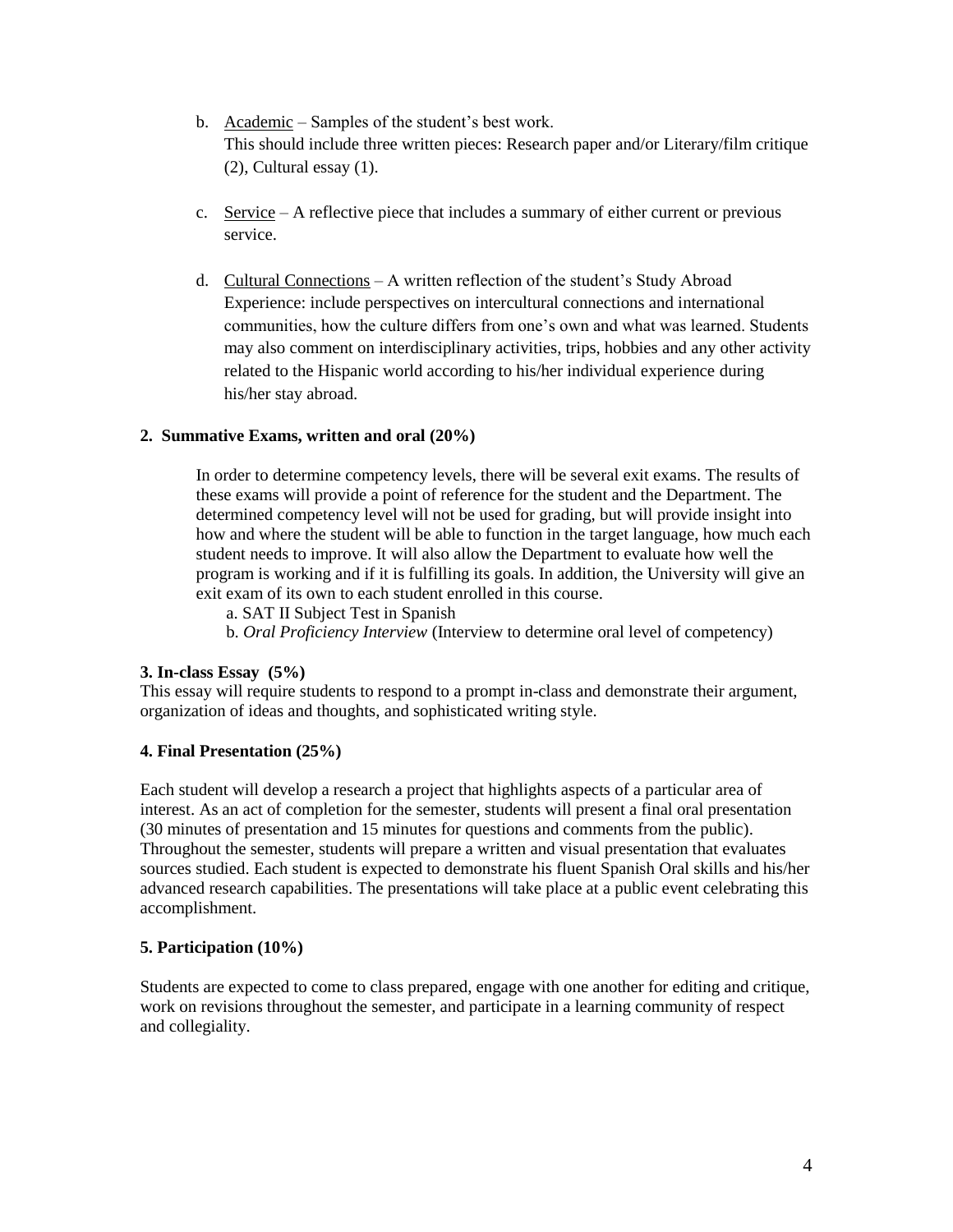b. Academic – Samples of the student's best work.
   This should include three written pieces: Research paper and/or Literary/film critique (2), Cultural essay (1).

c. Service – A reflective piece that includes a summary of either current or previous service.

d. Cultural Connections – A written reflection of the student's Study Abroad Experience: include perspectives on intercultural connections and international communities, how the culture differs from one's own and what was learned. Students may also comment on interdisciplinary activities, trips, hobbies and any other activity related to the Hispanic world according to his/her individual experience during his/her stay abroad.

**2. Summative Exams, written and oral (20%)**

In order to determine competency levels, there will be several exit exams. The results of these exams will provide a point of reference for the student and the Department. The determined competency level will not be used for grading, but will provide insight into how and where the student will be able to function in the target language, how much each student needs to improve. It will also allow the Department to evaluate how well the program is working and if it is fulfilling its goals. In addition, the University will give an exit exam of its own to each student enrolled in this course.

a. SAT II Subject Test in Spanish
b. *Oral Proficiency Interview* (Interview to determine oral level of competency)

**3. In-class Essay (5%)**

This essay will require students to respond to a prompt in-class and demonstrate their argument, organization of ideas and thoughts, and sophisticated writing style.

**4. Final Presentation (25%)**

Each student will develop a research a project that highlights aspects of a particular area of interest. As an act of completion for the semester, students will present a final oral presentation (30 minutes of presentation and 15 minutes for questions and comments from the public). Throughout the semester, students will prepare a written and visual presentation that evaluates sources studied. Each student is expected to demonstrate his fluent Spanish Oral skills and his/her advanced research capabilities. The presentations will take place at a public event celebrating this accomplishment.

**5. Participation (10%)**

Students are expected to come to class prepared, engage with one another for editing and critique, work on revisions throughout the semester, and participate in a learning community of respect and collegiality.